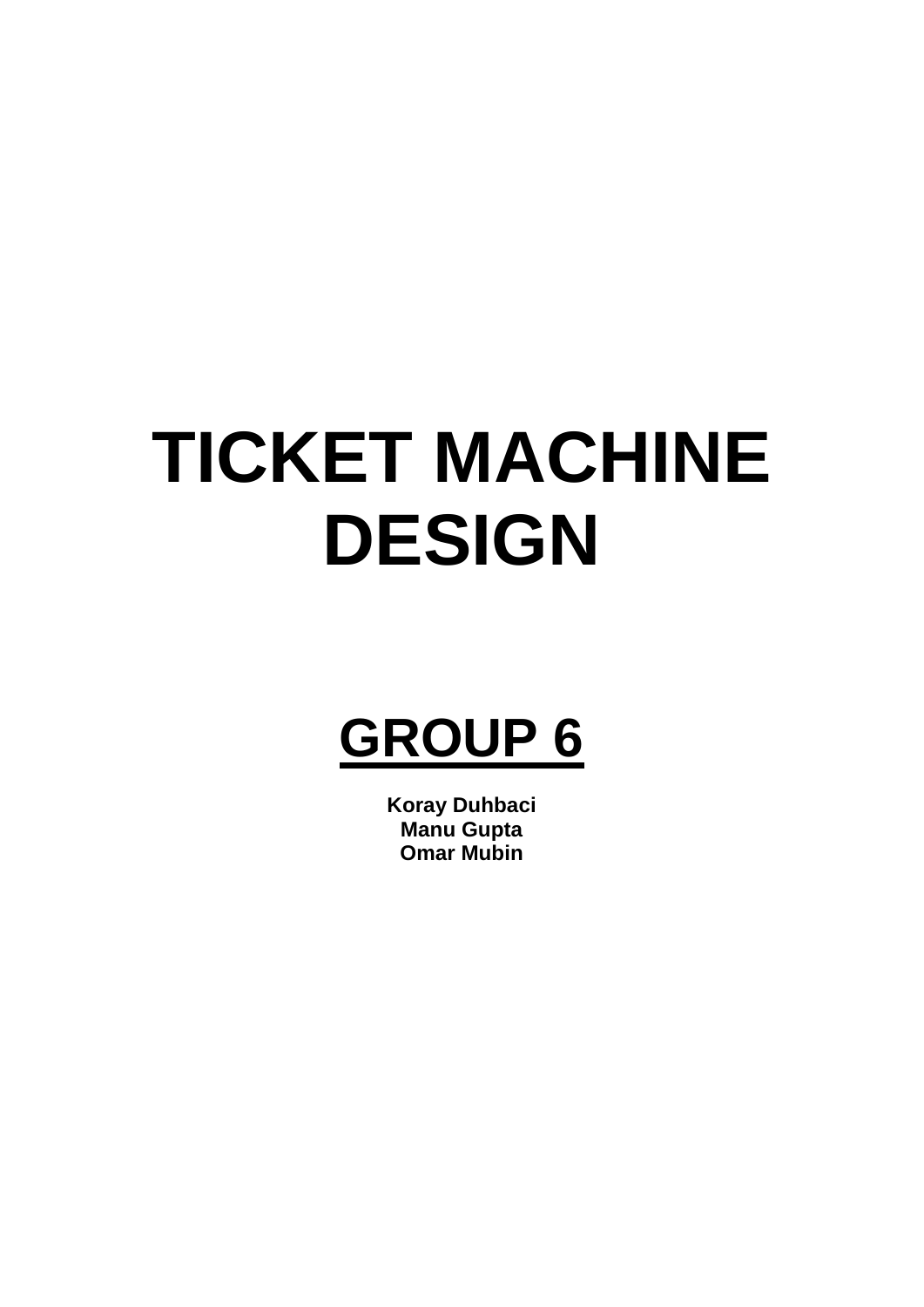# TICKET MACHINE DESIGN

## GROUP 6

**Koray Duhbaci**
**Manu Gupta**
**Omar Mubin**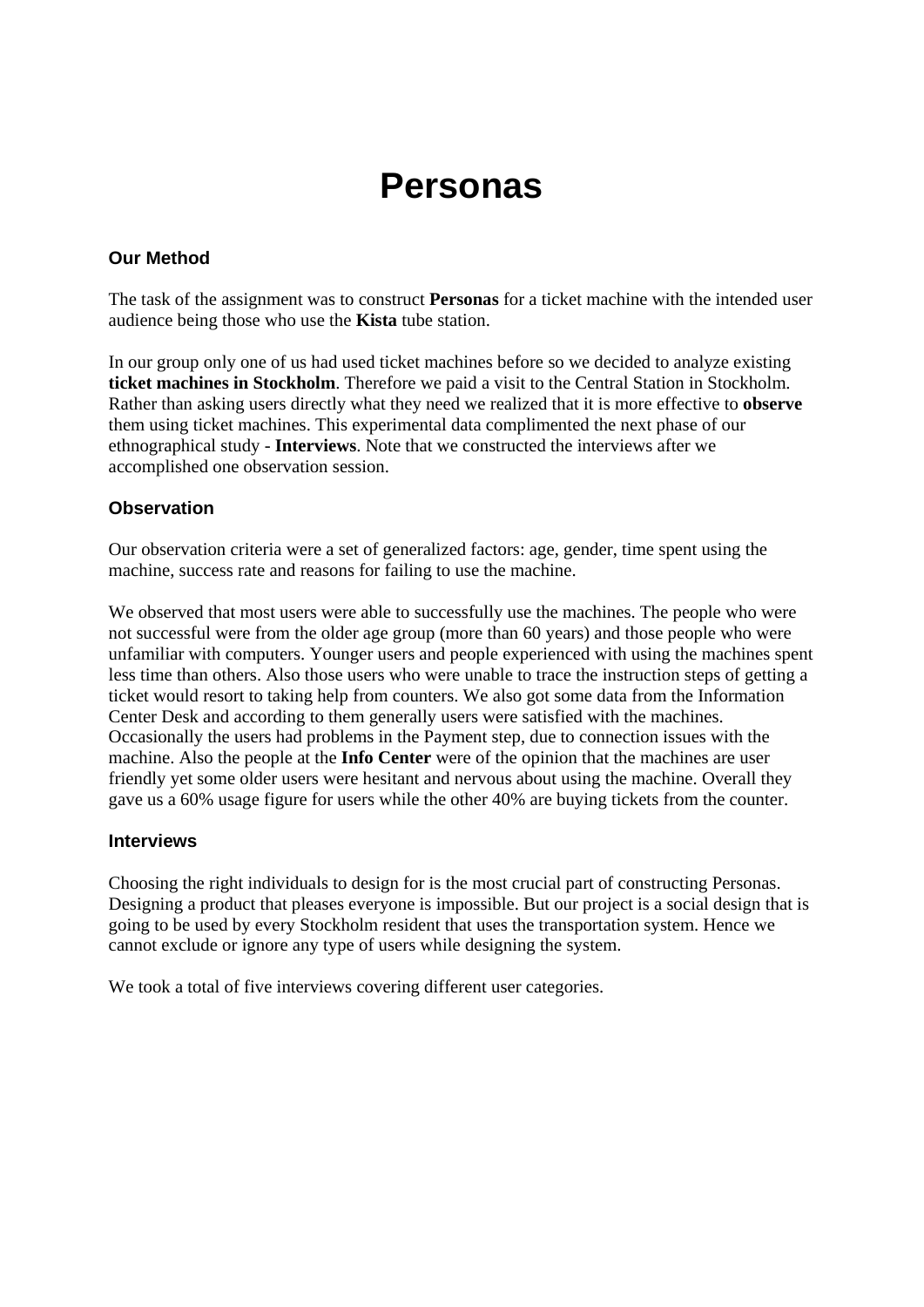# Personas

### Our Method

The task of the assignment was to construct **Personas** for a ticket machine with the intended user audience being those who use the **Kista** tube station.

In our group only one of us had used ticket machines before so we decided to analyze existing **ticket machines in Stockholm**. Therefore we paid a visit to the Central Station in Stockholm. Rather than asking users directly what they need we realized that it is more effective to **observe** them using ticket machines. This experimental data complimented the next phase of our ethnographical study - **Interviews**. Note that we constructed the interviews after we accomplished one observation session.

### Observation

Our observation criteria were a set of generalized factors: age, gender, time spent using the machine, success rate and reasons for failing to use the machine.

We observed that most users were able to successfully use the machines. The people who were not successful were from the older age group (more than 60 years) and those people who were unfamiliar with computers. Younger users and people experienced with using the machines spent less time than others. Also those users who were unable to trace the instruction steps of getting a ticket would resort to taking help from counters. We also got some data from the Information Center Desk and according to them generally users were satisfied with the machines. Occasionally the users had problems in the Payment step, due to connection issues with the machine. Also the people at the **Info Center** were of the opinion that the machines are user friendly yet some older users were hesitant and nervous about using the machine. Overall they gave us a 60% usage figure for users while the other 40% are buying tickets from the counter.

### Interviews

Choosing the right individuals to design for is the most crucial part of constructing Personas. Designing a product that pleases everyone is impossible. But our project is a social design that is going to be used by every Stockholm resident that uses the transportation system. Hence we cannot exclude or ignore any type of users while designing the system.

We took a total of five interviews covering different user categories.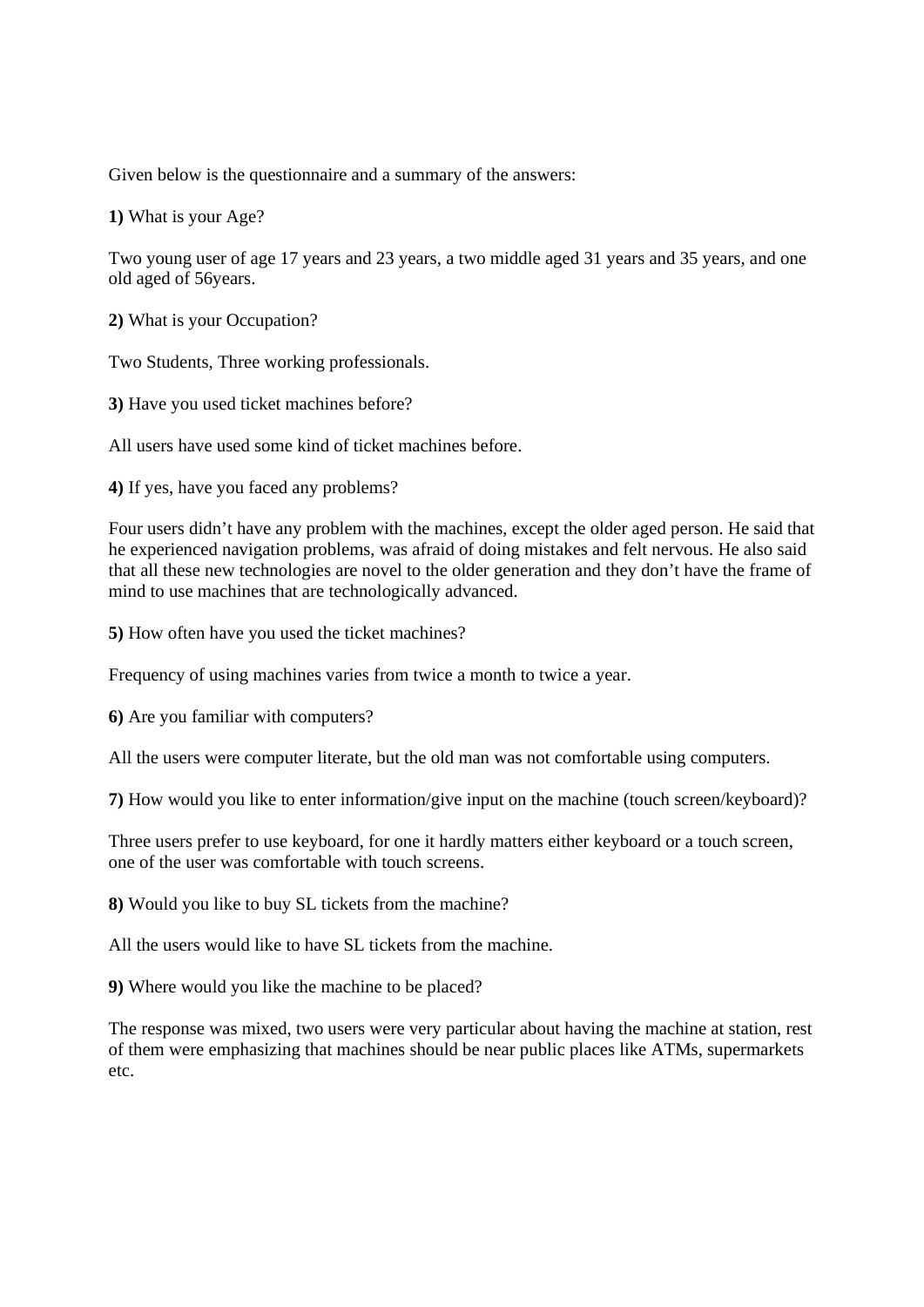Given below is the questionnaire and a summary of the answers:

**1)** What is your Age?

Two young user of age 17 years and 23 years, a two middle aged 31 years and 35 years, and one old aged of 56years.

**2)** What is your Occupation?

Two Students, Three working professionals.

**3)** Have you used ticket machines before?

All users have used some kind of ticket machines before.

**4)** If yes, have you faced any problems?

Four users didn't have any problem with the machines, except the older aged person. He said that he experienced navigation problems, was afraid of doing mistakes and felt nervous. He also said that all these new technologies are novel to the older generation and they don't have the frame of mind to use machines that are technologically advanced.

**5)** How often have you used the ticket machines?

Frequency of using machines varies from twice a month to twice a year.

**6)** Are you familiar with computers?

All the users were computer literate, but the old man was not comfortable using computers.

**7)** How would you like to enter information/give input on the machine (touch screen/keyboard)?

Three users prefer to use keyboard, for one it hardly matters either keyboard or a touch screen, one of the user was comfortable with touch screens.

**8)** Would you like to buy SL tickets from the machine?

All the users would like to have SL tickets from the machine.

**9)** Where would you like the machine to be placed?

The response was mixed, two users were very particular about having the machine at station, rest of them were emphasizing that machines should be near public places like ATMs, supermarkets etc.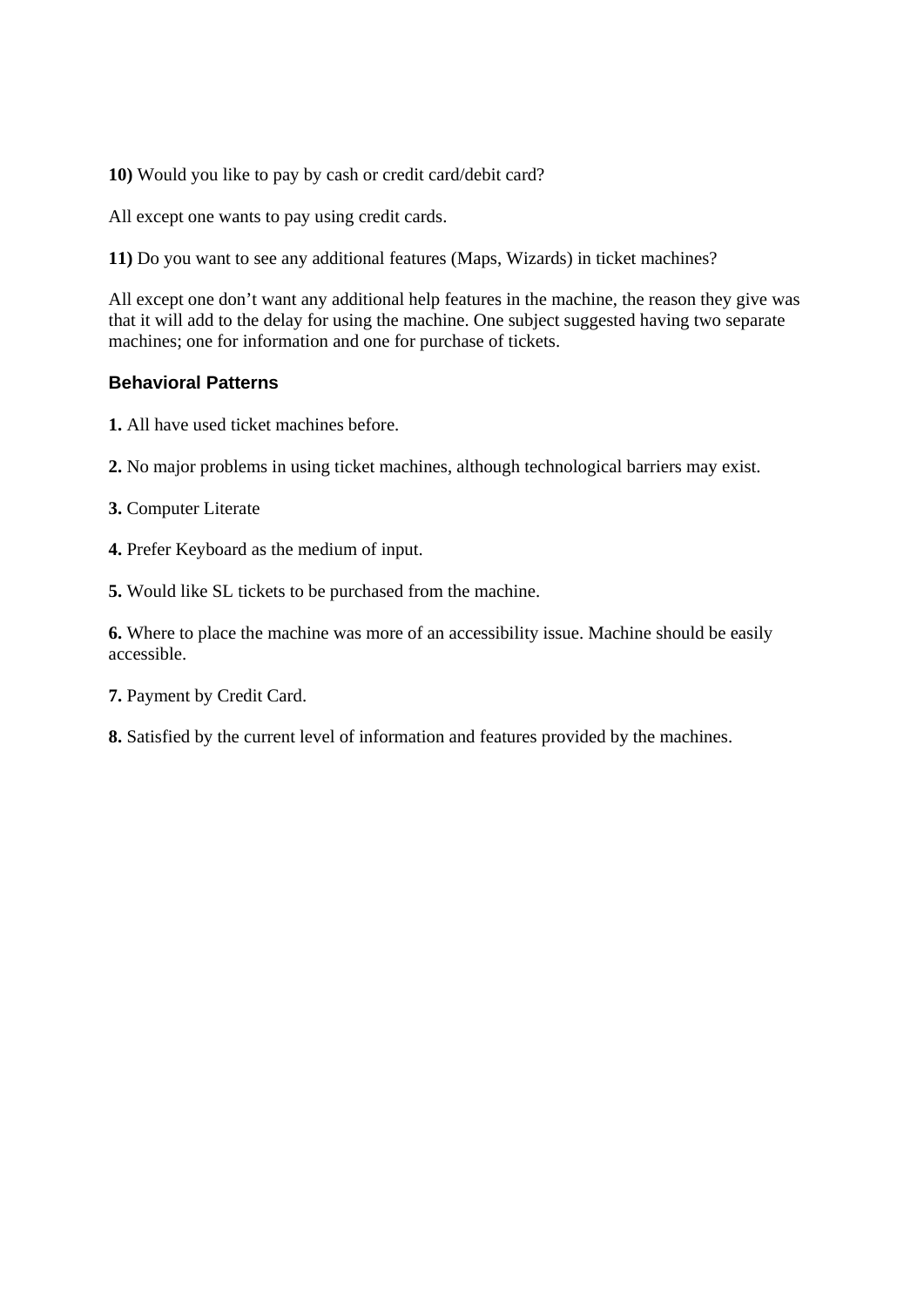**10)** Would you like to pay by cash or credit card/debit card?

All except one wants to pay using credit cards.

**11)** Do you want to see any additional features (Maps, Wizards) in ticket machines?

All except one don't want any additional help features in the machine, the reason they give was that it will add to the delay for using the machine. One subject suggested having two separate machines; one for information and one for purchase of tickets.

### Behavioral Patterns

**1.** All have used ticket machines before.

**2.** No major problems in using ticket machines, although technological barriers may exist.

**3.** Computer Literate

**4.** Prefer Keyboard as the medium of input.

**5.** Would like SL tickets to be purchased from the machine.

**6.** Where to place the machine was more of an accessibility issue. Machine should be easily accessible.

**7.** Payment by Credit Card.

**8.** Satisfied by the current level of information and features provided by the machines.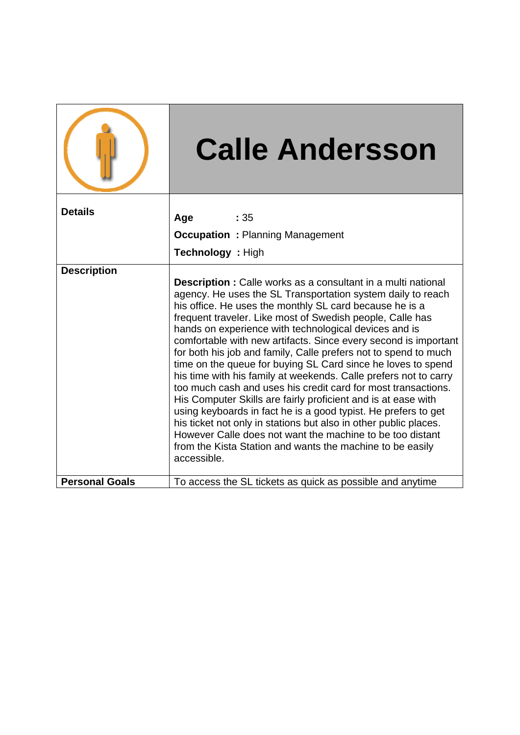| | Calle Andersson |
|---|---|
| **Details** | **Age** : 35<br>**Occupation** : Planning Management<br>**Technology** : High |
| **Description** | **Description :** Calle works as a consultant in a multi national agency. He uses the SL Transportation system daily to reach his office. He uses the monthly SL card because he is a frequent traveler. Like most of Swedish people, Calle has hands on experience with technological devices and is comfortable with new artifacts. Since every second is important for both his job and family, Calle prefers not to spend to much time on the queue for buying SL Card since he loves to spend his time with his family at weekends. Calle prefers not to carry too much cash and uses his credit card for most transactions. His Computer Skills are fairly proficient and is at ease with using keyboards in fact he is a good typist. He prefers to get his ticket not only in stations but also in other public places. However Calle does not want the machine to be too distant from the Kista Station and wants the machine to be easily accessible. |
| **Personal Goals** | To access the SL tickets as quick as possible and anytime |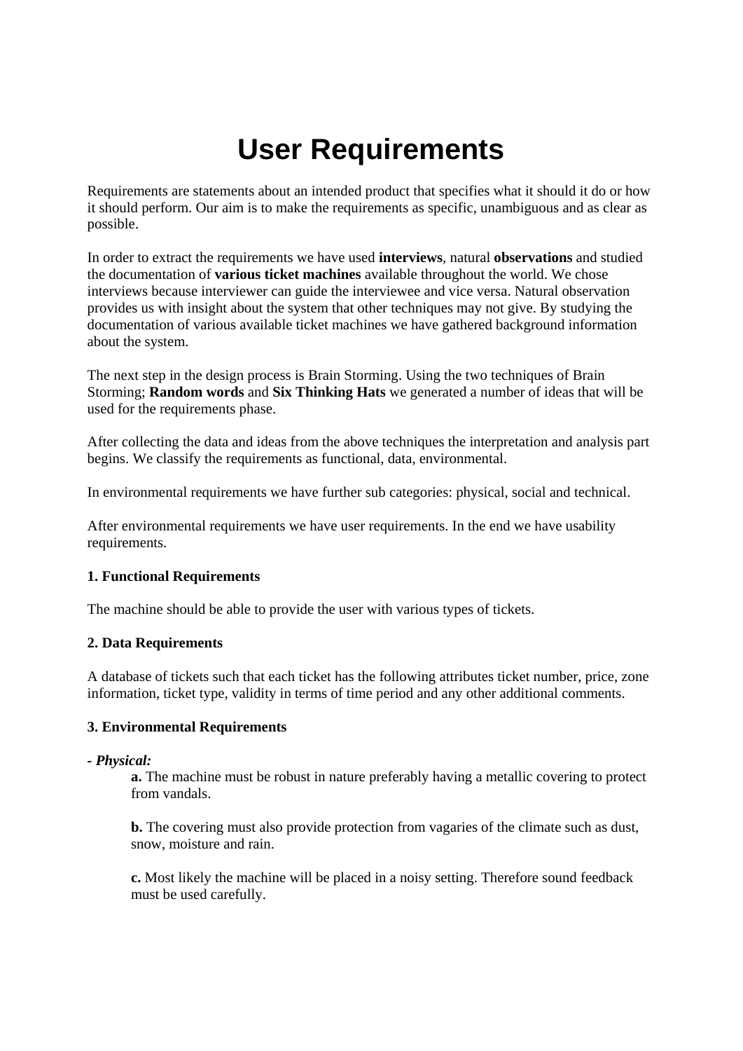# User Requirements

Requirements are statements about an intended product that specifies what it should it do or how it should perform. Our aim is to make the requirements as specific, unambiguous and as clear as possible.

In order to extract the requirements we have used **interviews**, natural **observations** and studied the documentation of **various ticket machines** available throughout the world. We chose interviews because interviewer can guide the interviewee and vice versa. Natural observation provides us with insight about the system that other techniques may not give. By studying the documentation of various available ticket machines we have gathered background information about the system.

The next step in the design process is Brain Storming. Using the two techniques of Brain Storming; **Random words** and **Six Thinking Hats** we generated a number of ideas that will be used for the requirements phase.

After collecting the data and ideas from the above techniques the interpretation and analysis part begins. We classify the requirements as functional, data, environmental.

In environmental requirements we have further sub categories: physical, social and technical.

After environmental requirements we have user requirements. In the end we have usability requirements.

**1. Functional Requirements**

The machine should be able to provide the user with various types of tickets.

**2. Data Requirements**

A database of tickets such that each ticket has the following attributes ticket number, price, zone information, ticket type, validity in terms of time period and any other additional comments.

**3. Environmental Requirements**

**- *Physical:***

> **a.** The machine must be robust in nature preferably having a metallic covering to protect from vandals.
>
> **b.** The covering must also provide protection from vagaries of the climate such as dust, snow, moisture and rain.
>
> **c.** Most likely the machine will be placed in a noisy setting. Therefore sound feedback must be used carefully.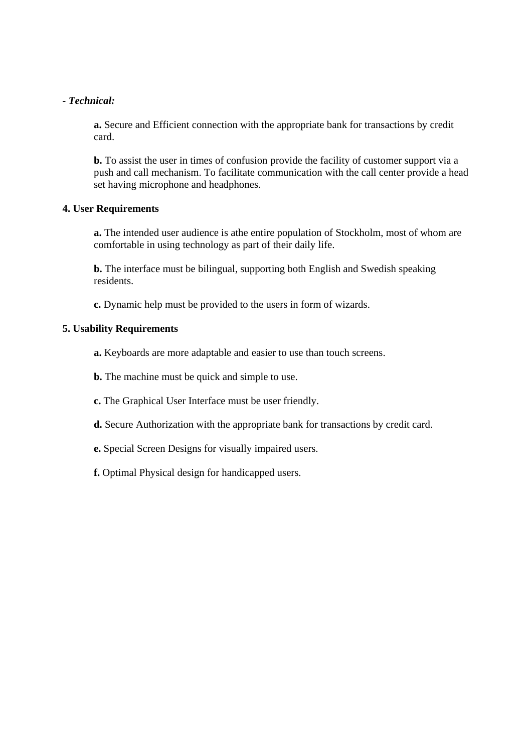- ***Technical:***

**a.** Secure and Efficient connection with the appropriate bank for transactions by credit card.

**b.** To assist the user in times of confusion provide the facility of customer support via a push and call mechanism. To facilitate communication with the call center provide a head set having microphone and headphones.

**4. User Requirements**

**a.** The intended user audience is athe entire population of Stockholm, most of whom are comfortable in using technology as part of their daily life.

**b.** The interface must be bilingual, supporting both English and Swedish speaking residents.

**c.** Dynamic help must be provided to the users in form of wizards.

**5. Usability Requirements**

**a.** Keyboards are more adaptable and easier to use than touch screens.

**b.** The machine must be quick and simple to use.

**c.** The Graphical User Interface must be user friendly.

**d.** Secure Authorization with the appropriate bank for transactions by credit card.

**e.** Special Screen Designs for visually impaired users.

**f.** Optimal Physical design for handicapped users.